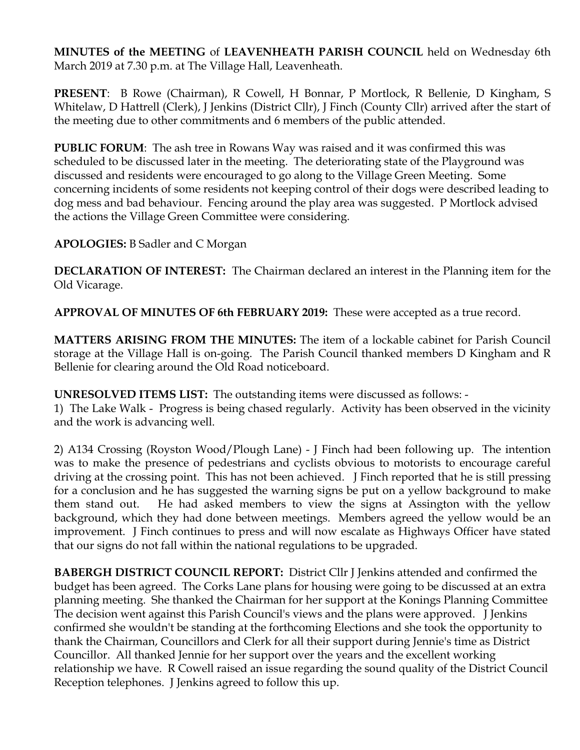**MINUTES of the MEETING** of **LEAVENHEATH PARISH COUNCIL** held on Wednesday 6th March 2019 at 7.30 p.m. at The Village Hall, Leavenheath.

**PRESENT**: B Rowe (Chairman), R Cowell, H Bonnar, P Mortlock, R Bellenie, D Kingham, S Whitelaw, D Hattrell (Clerk), J Jenkins (District Cllr), J Finch (County Cllr) arrived after the start of the meeting due to other commitments and 6 members of the public attended.

**PUBLIC FORUM**: The ash tree in Rowans Way was raised and it was confirmed this was scheduled to be discussed later in the meeting. The deteriorating state of the Playground was discussed and residents were encouraged to go along to the Village Green Meeting. Some concerning incidents of some residents not keeping control of their dogs were described leading to dog mess and bad behaviour. Fencing around the play area was suggested. P Mortlock advised the actions the Village Green Committee were considering.

**APOLOGIES:** B Sadler and C Morgan

**DECLARATION OF INTEREST:** The Chairman declared an interest in the Planning item for the Old Vicarage.

**APPROVAL OF MINUTES OF 6th FEBRUARY 2019:** These were accepted as a true record.

**MATTERS ARISING FROM THE MINUTES:** The item of a lockable cabinet for Parish Council storage at the Village Hall is on-going. The Parish Council thanked members D Kingham and R Bellenie for clearing around the Old Road noticeboard.

**UNRESOLVED ITEMS LIST:** The outstanding items were discussed as follows: -

1) The Lake Walk - Progress is being chased regularly. Activity has been observed in the vicinity and the work is advancing well.

2) A134 Crossing (Royston Wood/Plough Lane) - J Finch had been following up. The intention was to make the presence of pedestrians and cyclists obvious to motorists to encourage careful driving at the crossing point. This has not been achieved. J Finch reported that he is still pressing for a conclusion and he has suggested the warning signs be put on a yellow background to make them stand out. He had asked members to view the signs at Assington with the yellow background, which they had done between meetings. Members agreed the yellow would be an improvement. J Finch continues to press and will now escalate as Highways Officer have stated that our signs do not fall within the national regulations to be upgraded.

**BABERGH DISTRICT COUNCIL REPORT:** District Cllr J Jenkins attended and confirmed the budget has been agreed. The Corks Lane plans for housing were going to be discussed at an extra planning meeting. She thanked the Chairman for her support at the Konings Planning Committee The decision went against this Parish Council's views and the plans were approved. J Jenkins confirmed she wouldn't be standing at the forthcoming Elections and she took the opportunity to thank the Chairman, Councillors and Clerk for all their support during Jennie's time as District Councillor. All thanked Jennie for her support over the years and the excellent working relationship we have. R Cowell raised an issue regarding the sound quality of the District Council Reception telephones. J Jenkins agreed to follow this up.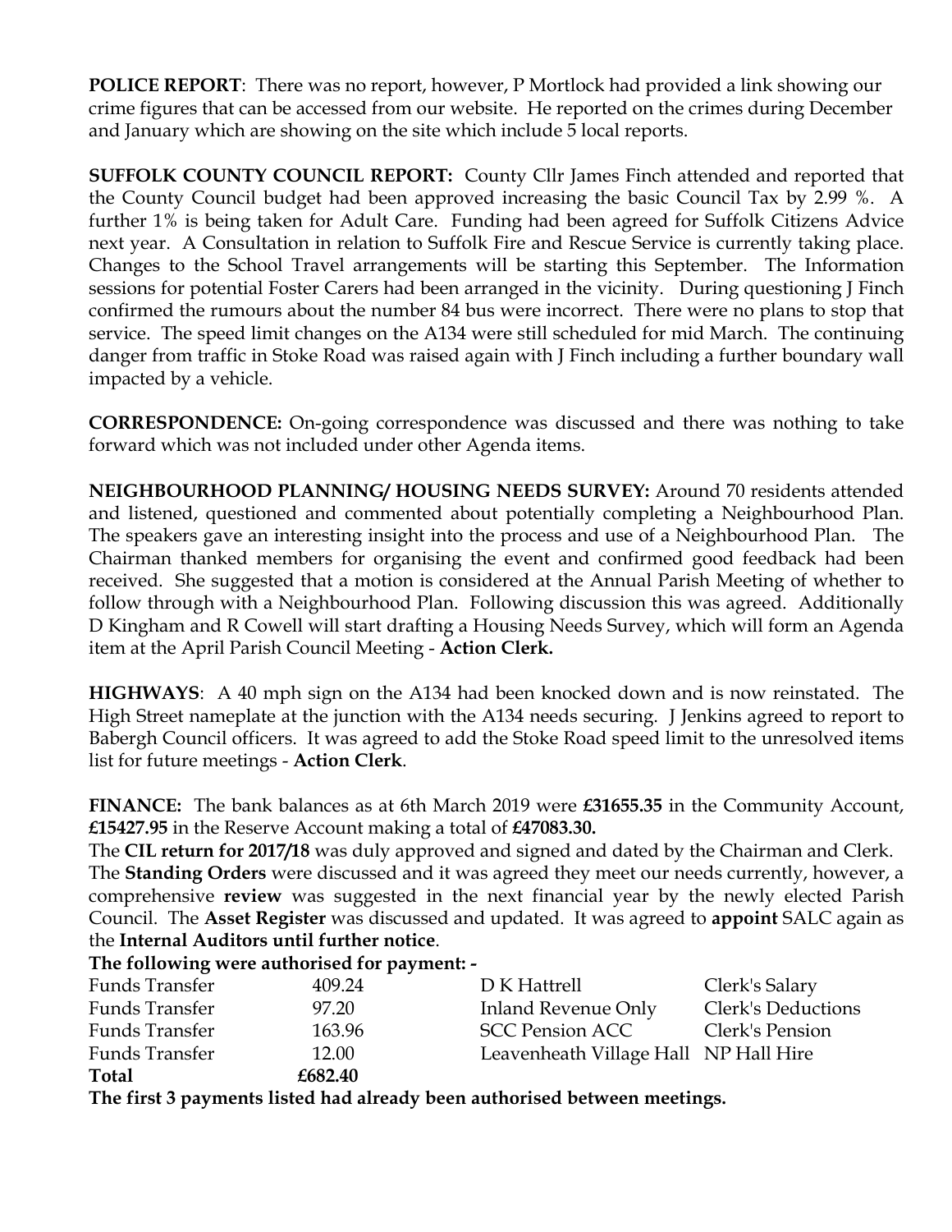**POLICE REPORT**: There was no report, however, P Mortlock had provided a link showing our crime figures that can be accessed from our website. He reported on the crimes during December and January which are showing on the site which include 5 local reports.

**SUFFOLK COUNTY COUNCIL REPORT:** County Cllr James Finch attended and reported that the County Council budget had been approved increasing the basic Council Tax by 2.99 %. A further 1% is being taken for Adult Care. Funding had been agreed for Suffolk Citizens Advice next year. A Consultation in relation to Suffolk Fire and Rescue Service is currently taking place. Changes to the School Travel arrangements will be starting this September. The Information sessions for potential Foster Carers had been arranged in the vicinity. During questioning J Finch confirmed the rumours about the number 84 bus were incorrect. There were no plans to stop that service. The speed limit changes on the A134 were still scheduled for mid March. The continuing danger from traffic in Stoke Road was raised again with J Finch including a further boundary wall impacted by a vehicle.

**CORRESPONDENCE:** On-going correspondence was discussed and there was nothing to take forward which was not included under other Agenda items.

**NEIGHBOURHOOD PLANNING/ HOUSING NEEDS SURVEY:** Around 70 residents attended and listened, questioned and commented about potentially completing a Neighbourhood Plan. The speakers gave an interesting insight into the process and use of a Neighbourhood Plan. The Chairman thanked members for organising the event and confirmed good feedback had been received. She suggested that a motion is considered at the Annual Parish Meeting of whether to follow through with a Neighbourhood Plan. Following discussion this was agreed. Additionally D Kingham and R Cowell will start drafting a Housing Needs Survey, which will form an Agenda item at the April Parish Council Meeting - **Action Clerk.**

**HIGHWAYS**: A 40 mph sign on the A134 had been knocked down and is now reinstated. The High Street nameplate at the junction with the A134 needs securing. J Jenkins agreed to report to Babergh Council officers. It was agreed to add the Stoke Road speed limit to the unresolved items list for future meetings - **Action Clerk**.

**FINANCE:** The bank balances as at 6th March 2019 were **£31655.35** in the Community Account, **£15427.95** in the Reserve Account making a total of **£47083.30.**

The **CIL return for 2017/18** was duly approved and signed and dated by the Chairman and Clerk.

The **Standing Orders** were discussed and it was agreed they meet our needs currently, however, a comprehensive **review** was suggested in the next financial year by the newly elected Parish Council. The **Asset Register** was discussed and updated. It was agreed to **appoint** SALC again as the **Internal Auditors until further notice**.

**The following were authorised for payment: -**

| | | | |
|---|---|---|---|
| Funds Transfer | 409.24 | D K Hattrell | Clerk's Salary |
| Funds Transfer | 97.20 | Inland Revenue Only | Clerk's Deductions |
| Funds Transfer | 163.96 | SCC Pension ACC | Clerk's Pension |
| Funds Transfer | 12.00 | Leavenheath Village Hall | NP Hall Hire |
| **Total** | **£682.40** | | |

**The first 3 payments listed had already been authorised between meetings.**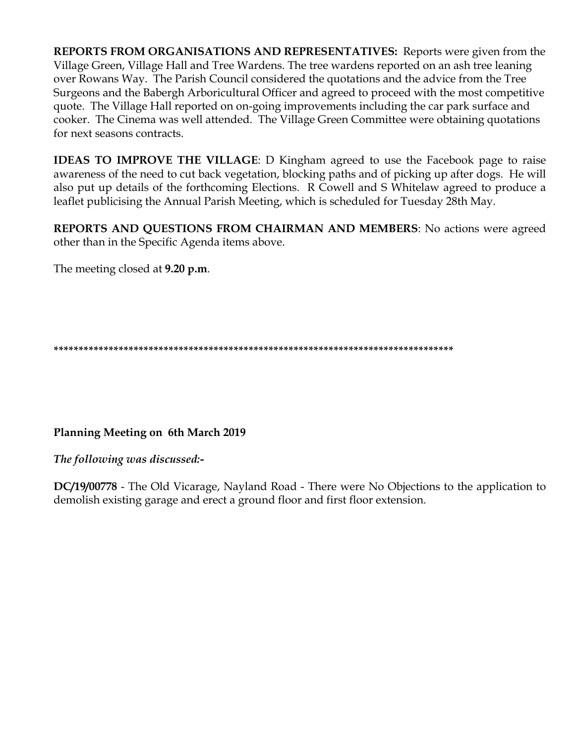**REPORTS FROM ORGANISATIONS AND REPRESENTATIVES:** Reports were given from the Village Green, Village Hall and Tree Wardens. The tree wardens reported on an ash tree leaning over Rowans Way. The Parish Council considered the quotations and the advice from the Tree Surgeons and the Babergh Arboricultural Officer and agreed to proceed with the most competitive quote. The Village Hall reported on on-going improvements including the car park surface and cooker. The Cinema was well attended. The Village Green Committee were obtaining quotations for next seasons contracts.

**IDEAS TO IMPROVE THE VILLAGE**: D Kingham agreed to use the Facebook page to raise awareness of the need to cut back vegetation, blocking paths and of picking up after dogs. He will also put up details of the forthcoming Elections. R Cowell and S Whitelaw agreed to produce a leaflet publicising the Annual Parish Meeting, which is scheduled for Tuesday 28th May.

**REPORTS AND QUESTIONS FROM CHAIRMAN AND MEMBERS**: No actions were agreed other than in the Specific Agenda items above.

The meeting closed at **9.20 p.m**.

*******************************************************************************

**Planning Meeting on 6th March 2019**

***The following was discussed:-***

**DC/19/00778** - The Old Vicarage, Nayland Road - There were No Objections to the application to demolish existing garage and erect a ground floor and first floor extension.